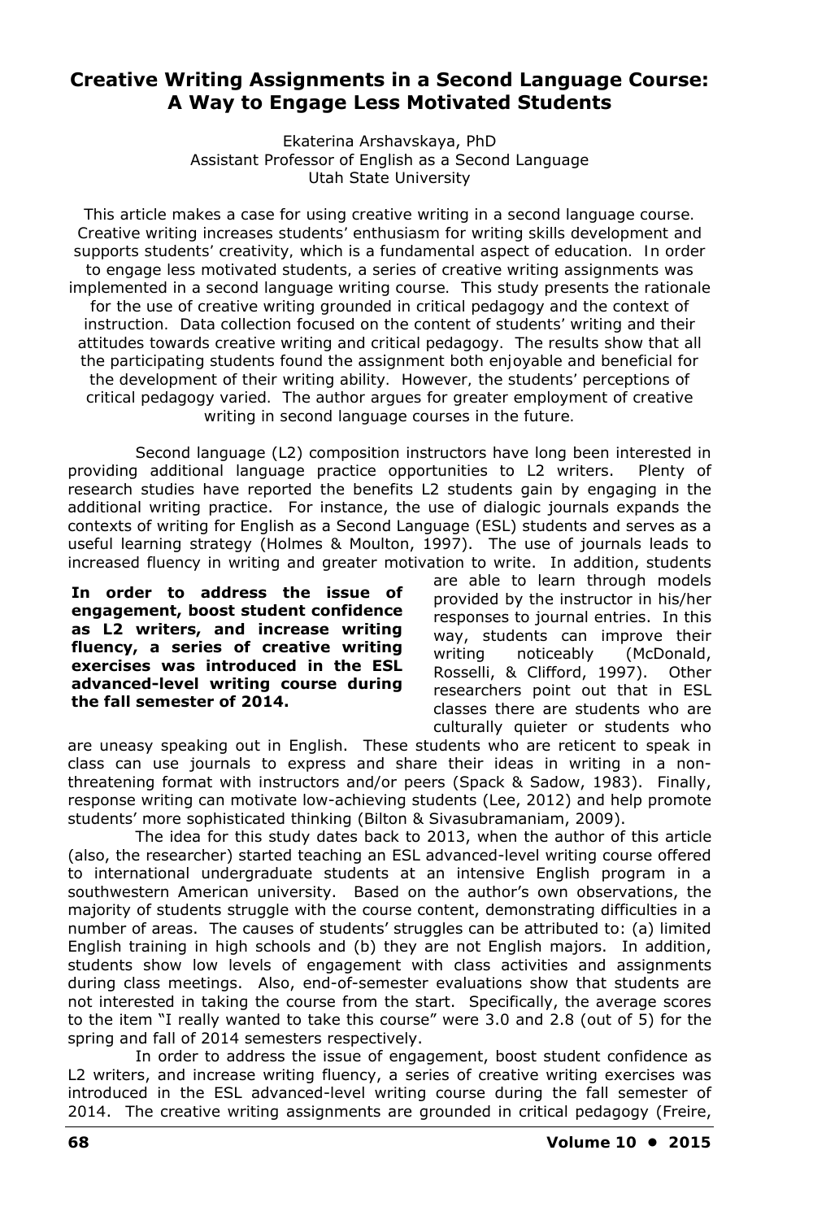# Creative Writing Assignments in a Second Language Course: A Way to Engage Less Motivated Students

Ekaterina Arshavskaya, PhD
Assistant Professor of English as a Second Language
Utah State University

*This article makes a case for using creative writing in a second language course. Creative writing increases students' enthusiasm for writing skills development and supports students' creativity, which is a fundamental aspect of education. In order to engage less motivated students, a series of creative writing assignments was implemented in a second language writing course. This study presents the rationale for the use of creative writing grounded in critical pedagogy and the context of instruction. Data collection focused on the content of students' writing and their attitudes towards creative writing and critical pedagogy. The results show that all the participating students found the assignment both enjoyable and beneficial for the development of their writing ability. However, the students' perceptions of critical pedagogy varied. The author argues for greater employment of creative writing in second language courses in the future.*

Second language (L2) composition instructors have long been interested in providing additional language practice opportunities to L2 writers. Plenty of research studies have reported the benefits L2 students gain by engaging in the additional writing practice. For instance, the use of dialogic journals expands the contexts of writing for English as a Second Language (ESL) students and serves as a useful learning strategy (Holmes & Moulton, 1997). The use of journals leads to increased fluency in writing and greater motivation to write. In addition, students are able to learn through models provided by the instructor in his/her responses to journal entries. In this way, students can improve their writing noticeably (McDonald, Rosselli, & Clifford, 1997). Other researchers point out that in ESL classes there are students who are culturally quieter or students who are uneasy speaking out in English. These students who are reticent to speak in class can use journals to express and share their ideas in writing in a non-threatening format with instructors and/or peers (Spack & Sadow, 1983). Finally, response writing can motivate low-achieving students (Lee, 2012) and help promote students' more sophisticated thinking (Bilton & Sivasubramaniam, 2009).

**In order to address the issue of engagement, boost student confidence as L2 writers, and increase writing fluency, a series of creative writing exercises was introduced in the ESL advanced-level writing course during the fall semester of 2014.**

The idea for this study dates back to 2013, when the author of this article (also, the researcher) started teaching an ESL advanced-level writing course offered to international undergraduate students at an intensive English program in a southwestern American university. Based on the author's own observations, the majority of students struggle with the course content, demonstrating difficulties in a number of areas. The causes of students' struggles can be attributed to: (a) limited English training in high schools and (b) they are not English majors. In addition, students show low levels of engagement with class activities and assignments during class meetings. Also, end-of-semester evaluations show that students are not interested in taking the course from the start. Specifically, the average scores to the item "I really wanted to take this course" were 3.0 and 2.8 (out of 5) for the spring and fall of 2014 semesters respectively.

In order to address the issue of engagement, boost student confidence as L2 writers, and increase writing fluency, a series of creative writing exercises was introduced in the ESL advanced-level writing course during the fall semester of 2014. The creative writing assignments are grounded in critical pedagogy (Freire,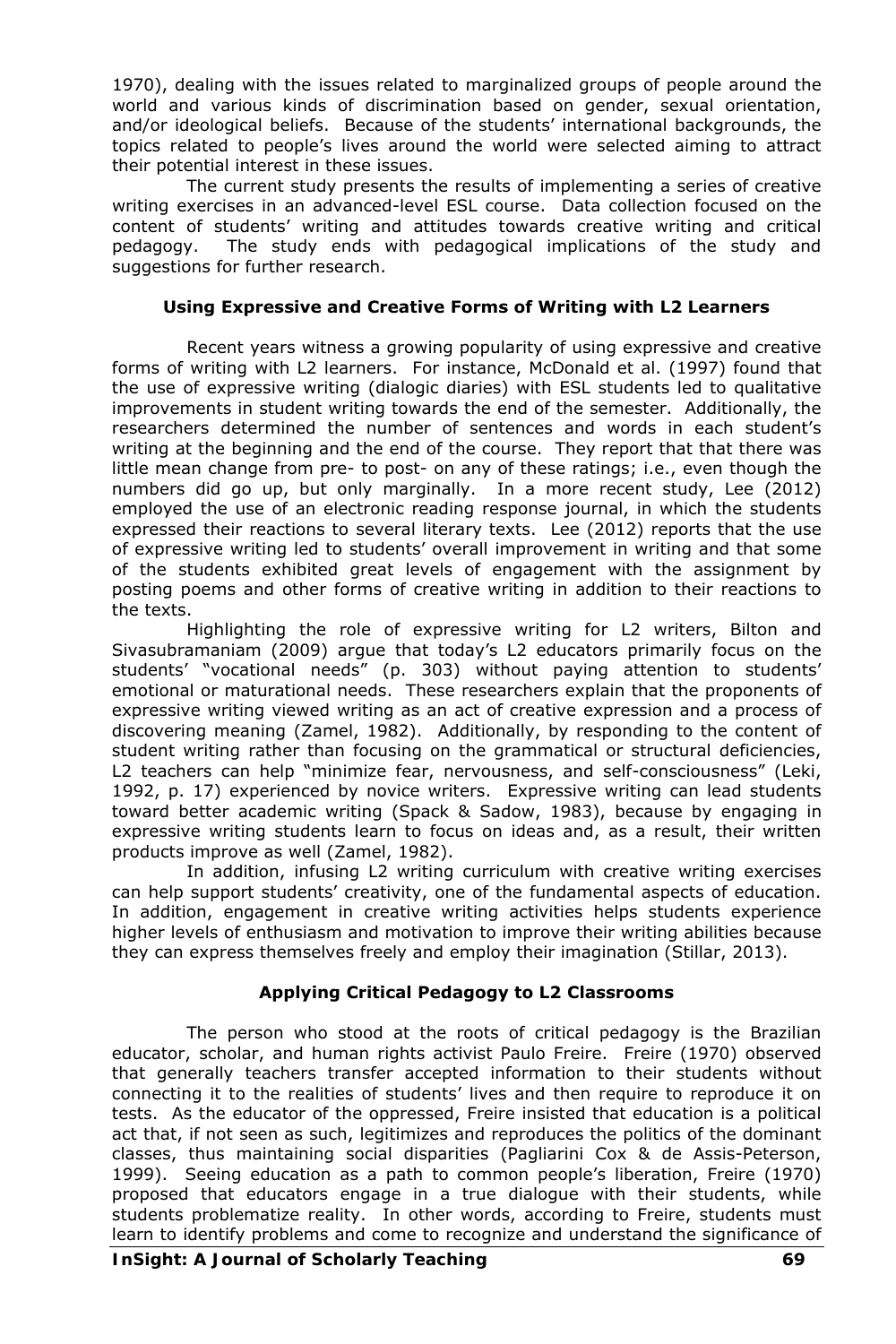1970), dealing with the issues related to marginalized groups of people around the world and various kinds of discrimination based on gender, sexual orientation, and/or ideological beliefs. Because of the students' international backgrounds, the topics related to people's lives around the world were selected aiming to attract their potential interest in these issues.

The current study presents the results of implementing a series of creative writing exercises in an advanced-level ESL course. Data collection focused on the content of students' writing and attitudes towards creative writing and critical pedagogy. The study ends with pedagogical implications of the study and suggestions for further research.

## Using Expressive and Creative Forms of Writing with L2 Learners

Recent years witness a growing popularity of using expressive and creative forms of writing with L2 learners. For instance, McDonald et al. (1997) found that the use of expressive writing (dialogic diaries) with ESL students led to qualitative improvements in student writing towards the end of the semester. Additionally, the researchers determined the number of sentences and words in each student's writing at the beginning and the end of the course. They report that that there was little mean change from pre- to post- on any of these ratings; i.e., even though the numbers did go up, but only marginally. In a more recent study, Lee (2012) employed the use of an electronic reading response journal, in which the students expressed their reactions to several literary texts. Lee (2012) reports that the use of expressive writing led to students' overall improvement in writing and that some of the students exhibited great levels of engagement with the assignment by posting poems and other forms of creative writing in addition to their reactions to the texts.

Highlighting the role of expressive writing for L2 writers, Bilton and Sivasubramaniam (2009) argue that today's L2 educators primarily focus on the students' "vocational needs" (p. 303) without paying attention to students' emotional or maturational needs. These researchers explain that the proponents of expressive writing viewed writing as an act of creative expression and a process of discovering meaning (Zamel, 1982). Additionally, by responding to the content of student writing rather than focusing on the grammatical or structural deficiencies, L2 teachers can help "minimize fear, nervousness, and self-consciousness" (Leki, 1992, p. 17) experienced by novice writers. Expressive writing can lead students toward better academic writing (Spack & Sadow, 1983), because by engaging in expressive writing students learn to focus on ideas and, as a result, their written products improve as well (Zamel, 1982).

In addition, infusing L2 writing curriculum with creative writing exercises can help support students' creativity, one of the fundamental aspects of education. In addition, engagement in creative writing activities helps students experience higher levels of enthusiasm and motivation to improve their writing abilities because they can express themselves freely and employ their imagination (Stillar, 2013).

## Applying Critical Pedagogy to L2 Classrooms

The person who stood at the roots of critical pedagogy is the Brazilian educator, scholar, and human rights activist Paulo Freire. Freire (1970) observed that generally teachers transfer accepted information to their students without connecting it to the realities of students' lives and then require to reproduce it on tests. As the educator of the oppressed, Freire insisted that education is a political act that, if not seen as such, legitimizes and reproduces the politics of the dominant classes, thus maintaining social disparities (Pagliarini Cox & de Assis-Peterson, 1999). Seeing education as a path to common people's liberation, Freire (1970) proposed that educators engage in a true dialogue with their students, while students problematize reality. In other words, according to Freire, students must learn to identify problems and come to recognize and understand the significance of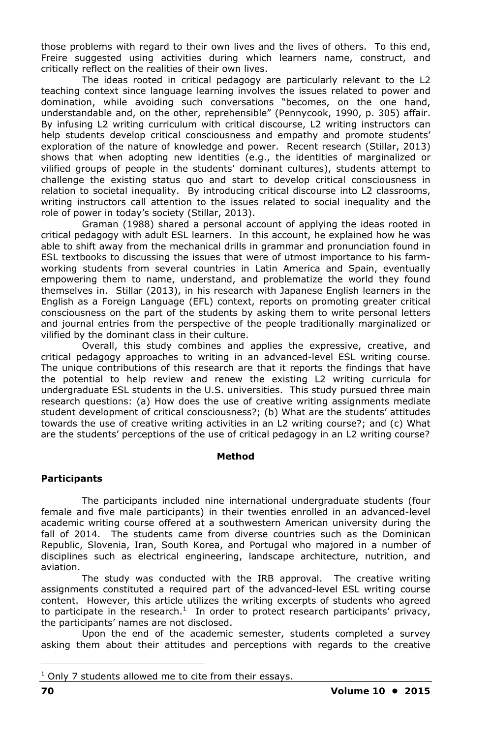those problems with regard to their own lives and the lives of others. To this end, Freire suggested using activities during which learners name, construct, and critically reflect on the realities of their own lives.

The ideas rooted in critical pedagogy are particularly relevant to the L2 teaching context since language learning involves the issues related to power and domination, while avoiding such conversations "becomes, on the one hand, understandable and, on the other, reprehensible" (Pennycook, 1990, p. 305) affair. By infusing L2 writing curriculum with critical discourse, L2 writing instructors can help students develop critical consciousness and empathy and promote students' exploration of the nature of knowledge and power. Recent research (Stillar, 2013) shows that when adopting new identities (e.g., the identities of marginalized or vilified groups of people in the students' dominant cultures), students attempt to challenge the existing status quo and start to develop critical consciousness in relation to societal inequality. By introducing critical discourse into L2 classrooms, writing instructors call attention to the issues related to social inequality and the role of power in today's society (Stillar, 2013).

Graman (1988) shared a personal account of applying the ideas rooted in critical pedagogy with adult ESL learners. In this account, he explained how he was able to shift away from the mechanical drills in grammar and pronunciation found in ESL textbooks to discussing the issues that were of utmost importance to his farm-working students from several countries in Latin America and Spain, eventually empowering them to name, understand, and problematize the world they found themselves in. Stillar (2013), in his research with Japanese English learners in the English as a Foreign Language (EFL) context, reports on promoting greater critical consciousness on the part of the students by asking them to write personal letters and journal entries from the perspective of the people traditionally marginalized or vilified by the dominant class in their culture.

Overall, this study combines and applies the expressive, creative, and critical pedagogy approaches to writing in an advanced-level ESL writing course. The unique contributions of this research are that it reports the findings that have the potential to help review and renew the existing L2 writing curricula for undergraduate ESL students in the U.S. universities. This study pursued three main research questions: (a) How does the use of creative writing assignments mediate student development of critical consciousness?; (b) What are the students' attitudes towards the use of creative writing activities in an L2 writing course?; and (c) What are the students' perceptions of the use of critical pedagogy in an L2 writing course?

## Method

### Participants

The participants included nine international undergraduate students (four female and five male participants) in their twenties enrolled in an advanced-level academic writing course offered at a southwestern American university during the fall of 2014. The students came from diverse countries such as the Dominican Republic, Slovenia, Iran, South Korea, and Portugal who majored in a number of disciplines such as electrical engineering, landscape architecture, nutrition, and aviation.

The study was conducted with the IRB approval. The creative writing assignments constituted a required part of the advanced-level ESL writing course content. However, this article utilizes the writing excerpts of students who agreed to participate in the research.[1] In order to protect research participants' privacy, the participants' names are not disclosed.

Upon the end of the academic semester, students completed a survey asking them about their attitudes and perceptions with regards to the creative

[1] Only 7 students allowed me to cite from their essays.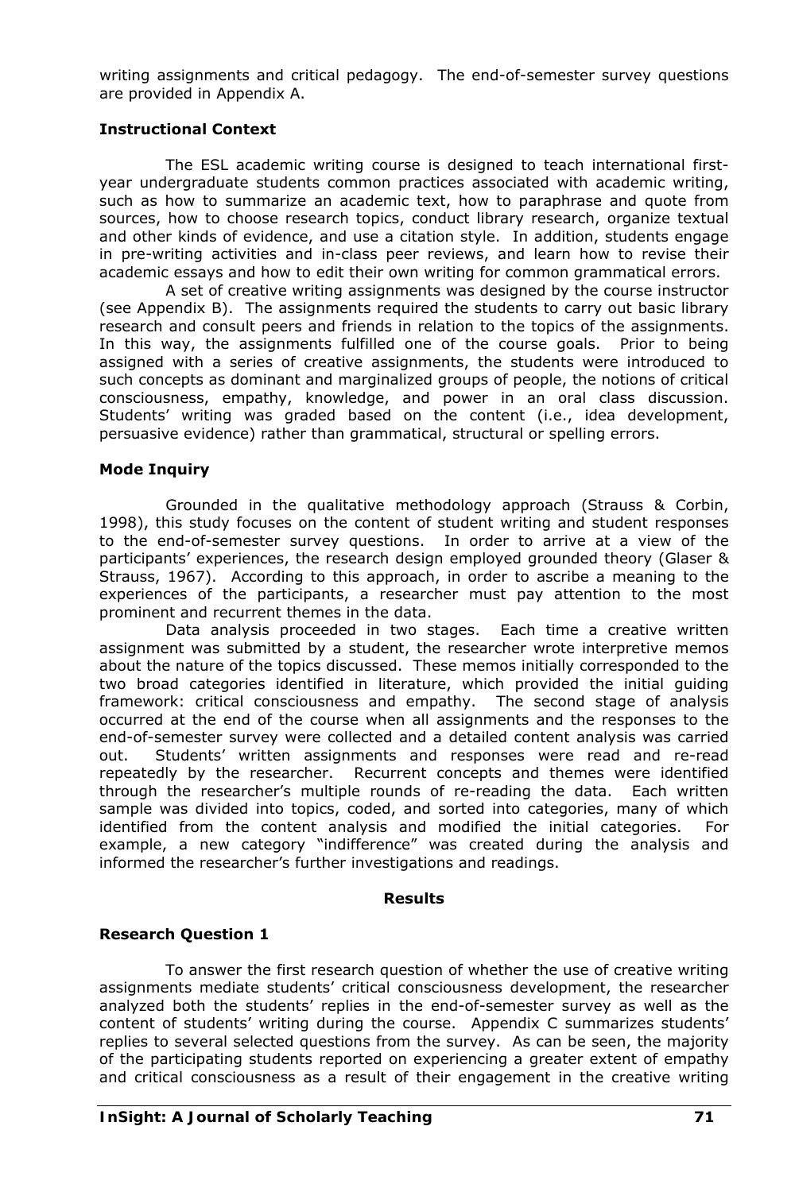writing assignments and critical pedagogy. The end-of-semester survey questions are provided in Appendix A.

### Instructional Context

The ESL academic writing course is designed to teach international first-year undergraduate students common practices associated with academic writing, such as how to summarize an academic text, how to paraphrase and quote from sources, how to choose research topics, conduct library research, organize textual and other kinds of evidence, and use a citation style. In addition, students engage in pre-writing activities and in-class peer reviews, and learn how to revise their academic essays and how to edit their own writing for common grammatical errors.

A set of creative writing assignments was designed by the course instructor (see Appendix B). The assignments required the students to carry out basic library research and consult peers and friends in relation to the topics of the assignments. In this way, the assignments fulfilled one of the course goals. Prior to being assigned with a series of creative assignments, the students were introduced to such concepts as dominant and marginalized groups of people, the notions of critical consciousness, empathy, knowledge, and power in an oral class discussion. Students' writing was graded based on the content (i.e., idea development, persuasive evidence) rather than grammatical, structural or spelling errors.

### Mode Inquiry

Grounded in the qualitative methodology approach (Strauss & Corbin, 1998), this study focuses on the content of student writing and student responses to the end-of-semester survey questions. In order to arrive at a view of the participants' experiences, the research design employed grounded theory (Glaser & Strauss, 1967). According to this approach, in order to ascribe a meaning to the experiences of the participants, a researcher must pay attention to the most prominent and recurrent themes in the data.

Data analysis proceeded in two stages. Each time a creative written assignment was submitted by a student, the researcher wrote interpretive memos about the nature of the topics discussed. These memos initially corresponded to the two broad categories identified in literature, which provided the initial guiding framework: critical consciousness and empathy. The second stage of analysis occurred at the end of the course when all assignments and the responses to the end-of-semester survey were collected and a detailed content analysis was carried out. Students' written assignments and responses were read and re-read repeatedly by the researcher. Recurrent concepts and themes were identified through the researcher's multiple rounds of re-reading the data. Each written sample was divided into topics, coded, and sorted into categories, many of which identified from the content analysis and modified the initial categories. For example, a new category "indifference" was created during the analysis and informed the researcher's further investigations and readings.

## Results

### Research Question 1

To answer the first research question of whether the use of creative writing assignments mediate students' critical consciousness development, the researcher analyzed both the students' replies in the end-of-semester survey as well as the content of students' writing during the course. Appendix C summarizes students' replies to several selected questions from the survey. As can be seen, the majority of the participating students reported on experiencing a greater extent of empathy and critical consciousness as a result of their engagement in the creative writing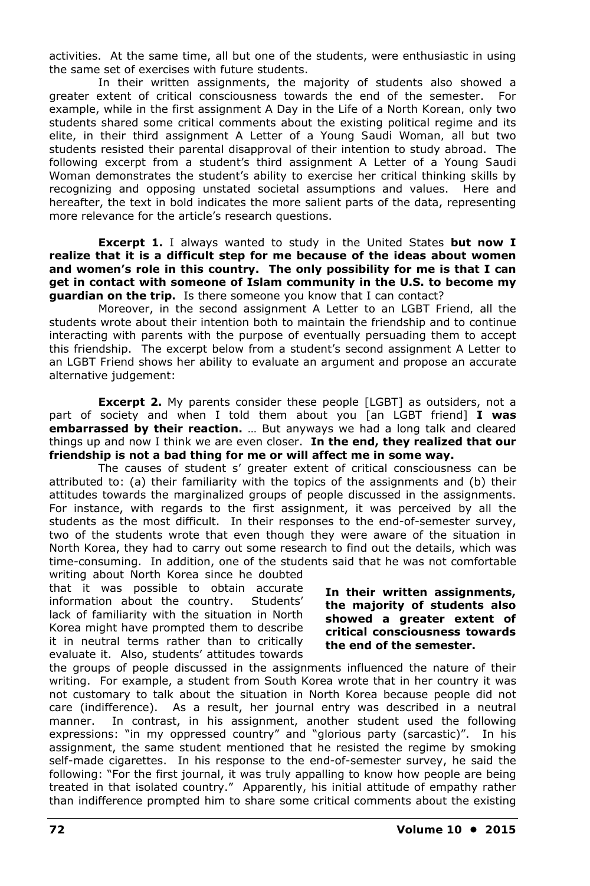activities. At the same time, all but one of the students, were enthusiastic in using the same set of exercises with future students.

In their written assignments, the majority of students also showed a greater extent of critical consciousness towards the end of the semester. For example, while in the first assignment A Day in the Life of a North Korean, only two students shared some critical comments about the existing political regime and its elite, in their third assignment A Letter of a Young Saudi Woman, all but two students resisted their parental disapproval of their intention to study abroad. The following excerpt from a student's third assignment A Letter of a Young Saudi Woman demonstrates the student's ability to exercise her critical thinking skills by recognizing and opposing unstated societal assumptions and values. Here and hereafter, the text in bold indicates the more salient parts of the data, representing more relevance for the article's research questions.

**Excerpt 1.** I always wanted to study in the United States **but now I realize that it is a difficult step for me because of the ideas about women and women's role in this country. The only possibility for me is that I can get in contact with someone of Islam community in the U.S. to become my guardian on the trip.** Is there someone you know that I can contact?

Moreover, in the second assignment A Letter to an LGBT Friend, all the students wrote about their intention both to maintain the friendship and to continue interacting with parents with the purpose of eventually persuading them to accept this friendship. The excerpt below from a student's second assignment A Letter to an LGBT Friend shows her ability to evaluate an argument and propose an accurate alternative judgement:

**Excerpt 2.** My parents consider these people [LGBT] as outsiders, not a part of society and when I told them about you [an LGBT friend] **I was embarrassed by their reaction.** … But anyways we had a long talk and cleared things up and now I think we are even closer. **In the end, they realized that our friendship is not a bad thing for me or will affect me in some way.**

The causes of student s' greater extent of critical consciousness can be attributed to: (a) their familiarity with the topics of the assignments and (b) their attitudes towards the marginalized groups of people discussed in the assignments. For instance, with regards to the first assignment, it was perceived by all the students as the most difficult. In their responses to the end-of-semester survey, two of the students wrote that even though they were aware of the situation in North Korea, they had to carry out some research to find out the details, which was time-consuming. In addition, one of the students said that he was not comfortable writing about North Korea since he doubted that it was possible to obtain accurate information about the country. Students' lack of familiarity with the situation in North Korea might have prompted them to describe it in neutral terms rather than to critically evaluate it. Also, students' attitudes towards the groups of people discussed in the assignments influenced the nature of their writing. For example, a student from South Korea wrote that in her country it was not customary to talk about the situation in North Korea because people did not care (indifference). As a result, her journal entry was described in a neutral manner. In contrast, in his assignment, another student used the following expressions: "in my oppressed country" and "glorious party (sarcastic)". In his assignment, the same student mentioned that he resisted the regime by smoking self-made cigarettes. In his response to the end-of-semester survey, he said the following: "For the first journal, it was truly appalling to know how people are being treated in that isolated country." Apparently, his initial attitude of empathy rather than indifference prompted him to share some critical comments about the existing

**In their written assignments, the majority of students also showed a greater extent of critical consciousness towards the end of the semester.**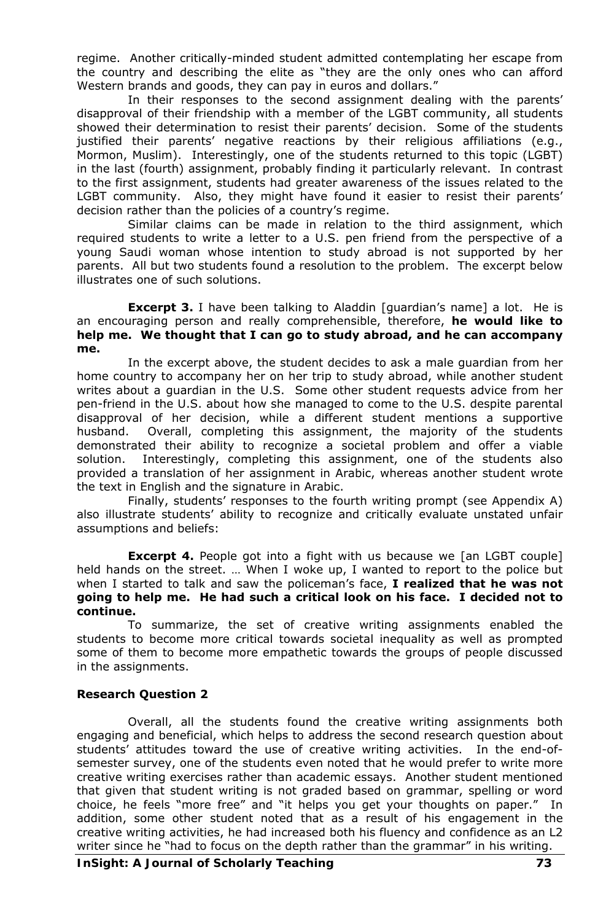regime. Another critically-minded student admitted contemplating her escape from the country and describing the elite as "they are the only ones who can afford Western brands and goods, they can pay in euros and dollars."

In their responses to the second assignment dealing with the parents' disapproval of their friendship with a member of the LGBT community, all students showed their determination to resist their parents' decision. Some of the students justified their parents' negative reactions by their religious affiliations (e.g., Mormon, Muslim). Interestingly, one of the students returned to this topic (LGBT) in the last (fourth) assignment, probably finding it particularly relevant. In contrast to the first assignment, students had greater awareness of the issues related to the LGBT community. Also, they might have found it easier to resist their parents' decision rather than the policies of a country's regime.

Similar claims can be made in relation to the third assignment, which required students to write a letter to a U.S. pen friend from the perspective of a young Saudi woman whose intention to study abroad is not supported by her parents. All but two students found a resolution to the problem. The excerpt below illustrates one of such solutions.

**Excerpt 3.** I have been talking to Aladdin [guardian's name] a lot. He is an encouraging person and really comprehensible, therefore, **he would like to help me. We thought that I can go to study abroad, and he can accompany me.**

In the excerpt above, the student decides to ask a male guardian from her home country to accompany her on her trip to study abroad, while another student writes about a guardian in the U.S. Some other student requests advice from her pen-friend in the U.S. about how she managed to come to the U.S. despite parental disapproval of her decision, while a different student mentions a supportive husband. Overall, completing this assignment, the majority of the students demonstrated their ability to recognize a societal problem and offer a viable solution. Interestingly, completing this assignment, one of the students also provided a translation of her assignment in Arabic, whereas another student wrote the text in English and the signature in Arabic.

Finally, students' responses to the fourth writing prompt (see Appendix A) also illustrate students' ability to recognize and critically evaluate unstated unfair assumptions and beliefs:

**Excerpt 4.** People got into a fight with us because we [an LGBT couple] held hands on the street. … When I woke up, I wanted to report to the police but when I started to talk and saw the policeman's face, **I realized that he was not going to help me. He had such a critical look on his face. I decided not to continue.**

To summarize, the set of creative writing assignments enabled the students to become more critical towards societal inequality as well as prompted some of them to become more empathetic towards the groups of people discussed in the assignments.

### Research Question 2

Overall, all the students found the creative writing assignments both engaging and beneficial, which helps to address the second research question about students' attitudes toward the use of creative writing activities. In the end-of-semester survey, one of the students even noted that he would prefer to write more creative writing exercises rather than academic essays. Another student mentioned that given that student writing is not graded based on grammar, spelling or word choice, he feels "more free" and "it helps you get your thoughts on paper." In addition, some other student noted that as a result of his engagement in the creative writing activities, he had increased both his fluency and confidence as an L2 writer since he "had to focus on the depth rather than the grammar" in his writing.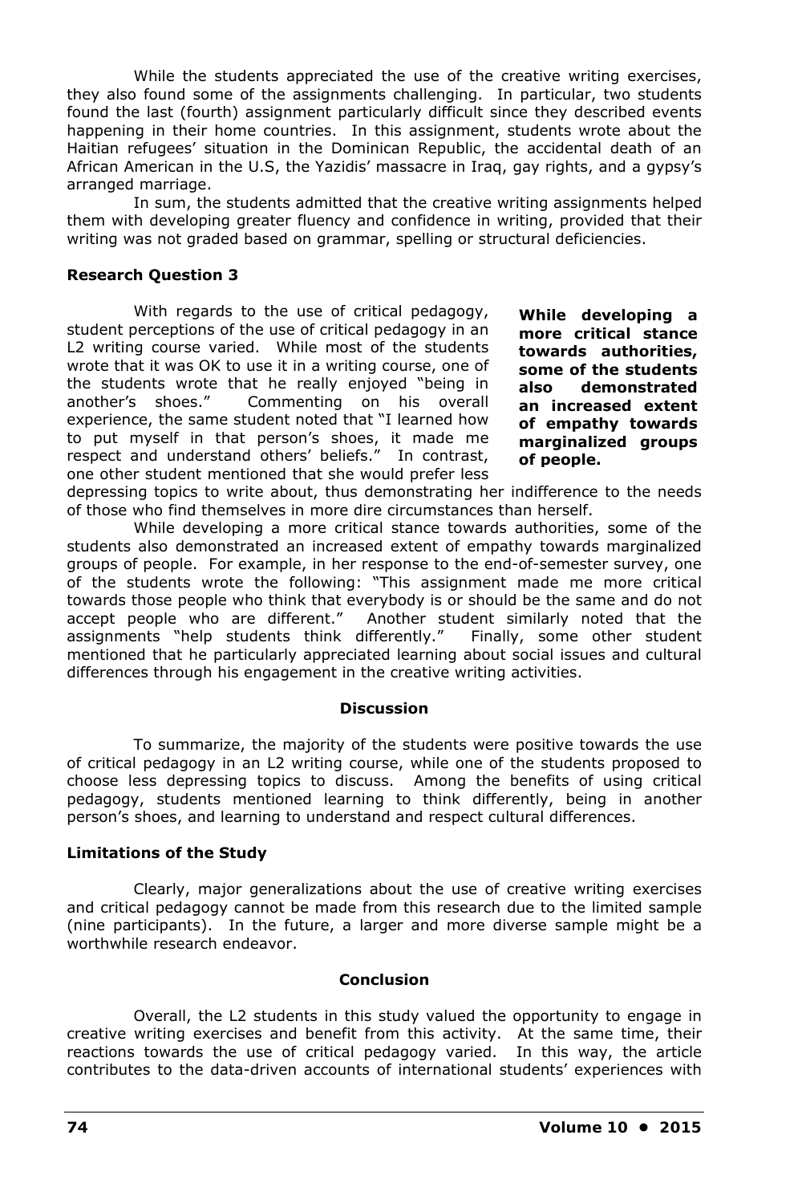While the students appreciated the use of the creative writing exercises, they also found some of the assignments challenging. In particular, two students found the last (fourth) assignment particularly difficult since they described events happening in their home countries. In this assignment, students wrote about the Haitian refugees' situation in the Dominican Republic, the accidental death of an African American in the U.S, the Yazidis' massacre in Iraq, gay rights, and a gypsy's arranged marriage.

In sum, the students admitted that the creative writing assignments helped them with developing greater fluency and confidence in writing, provided that their writing was not graded based on grammar, spelling or structural deficiencies.

### Research Question 3

With regards to the use of critical pedagogy, student perceptions of the use of critical pedagogy in an L2 writing course varied. While most of the students wrote that it was OK to use it in a writing course, one of the students wrote that he really enjoyed "being in another's shoes." Commenting on his overall experience, the same student noted that "I learned how to put myself in that person's shoes, it made me respect and understand others' beliefs." In contrast, one other student mentioned that she would prefer less depressing topics to write about, thus demonstrating her indifference to the needs of those who find themselves in more dire circumstances than herself.

**While developing a more critical stance towards authorities, some of the students also demonstrated an increased extent of empathy towards marginalized groups of people.**

While developing a more critical stance towards authorities, some of the students also demonstrated an increased extent of empathy towards marginalized groups of people. For example, in her response to the end-of-semester survey, one of the students wrote the following: "This assignment made me more critical towards those people who think that everybody is or should be the same and do not accept people who are different." Another student similarly noted that the assignments "help students think differently." Finally, some other student mentioned that he particularly appreciated learning about social issues and cultural differences through his engagement in the creative writing activities.

## Discussion

To summarize, the majority of the students were positive towards the use of critical pedagogy in an L2 writing course, while one of the students proposed to choose less depressing topics to discuss. Among the benefits of using critical pedagogy, students mentioned learning to think differently, being in another person's shoes, and learning to understand and respect cultural differences.

### Limitations of the Study

Clearly, major generalizations about the use of creative writing exercises and critical pedagogy cannot be made from this research due to the limited sample (nine participants). In the future, a larger and more diverse sample might be a worthwhile research endeavor.

## Conclusion

Overall, the L2 students in this study valued the opportunity to engage in creative writing exercises and benefit from this activity. At the same time, their reactions towards the use of critical pedagogy varied. In this way, the article contributes to the data-driven accounts of international students' experiences with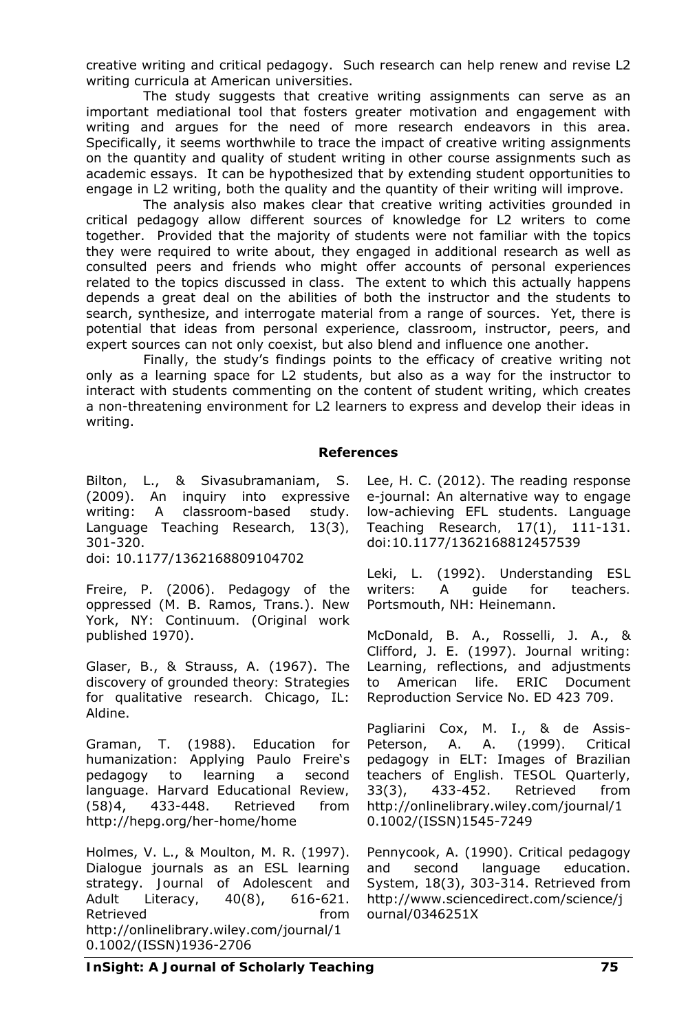creative writing and critical pedagogy. Such research can help renew and revise L2 writing curricula at American universities.

The study suggests that creative writing assignments can serve as an important mediational tool that fosters greater motivation and engagement with writing and argues for the need of more research endeavors in this area. Specifically, it seems worthwhile to trace the impact of creative writing assignments on the quantity and quality of student writing in other course assignments such as academic essays. It can be hypothesized that by extending student opportunities to engage in L2 writing, both the quality and the quantity of their writing will improve.

The analysis also makes clear that creative writing activities grounded in critical pedagogy allow different sources of knowledge for L2 writers to come together. Provided that the majority of students were not familiar with the topics they were required to write about, they engaged in additional research as well as consulted peers and friends who might offer accounts of personal experiences related to the topics discussed in class. The extent to which this actually happens depends a great deal on the abilities of both the instructor and the students to search, synthesize, and interrogate material from a range of sources. Yet, there is potential that ideas from personal experience, classroom, instructor, peers, and expert sources can not only coexist, but also blend and influence one another.

Finally, the study's findings points to the efficacy of creative writing not only as a learning space for L2 students, but also as a way for the instructor to interact with students commenting on the content of student writing, which creates a non-threatening environment for L2 learners to express and develop their ideas in writing.

## References

Bilton, L., & Sivasubramaniam, S. (2009). An inquiry into expressive writing: A classroom-based study. Language Teaching Research, 13(3), 301-320. doi: 10.1177/1362168809104702

Freire, P. (2006). Pedagogy of the oppressed (M. B. Ramos, Trans.). New York, NY: Continuum. (Original work published 1970).

Glaser, B., & Strauss, A. (1967). The discovery of grounded theory: Strategies for qualitative research. Chicago, IL: Aldine.

Graman, T. (1988). Education for humanization: Applying Paulo Freire's pedagogy to learning a second language. Harvard Educational Review, (58)4, 433-448. Retrieved from http://hepg.org/her-home/home

Holmes, V. L., & Moulton, M. R. (1997). Dialogue journals as an ESL learning strategy. Journal of Adolescent and Adult Literacy, 40(8), 616-621. Retrieved from http://onlinelibrary.wiley.com/journal/10.1002/(ISSN)1936-2706

Lee, H. C. (2012). The reading response e-journal: An alternative way to engage low-achieving EFL students. Language Teaching Research, 17(1), 111-131. doi:10.1177/1362168812457539

Leki, L. (1992). Understanding ESL writers: A guide for teachers. Portsmouth, NH: Heinemann.

McDonald, B. A., Rosselli, J. A., & Clifford, J. E. (1997). Journal writing: Learning, reflections, and adjustments to American life. ERIC Document Reproduction Service No. ED 423 709.

Pagliarini Cox, M. I., & de Assis-Peterson, A. A. (1999). Critical pedagogy in ELT: Images of Brazilian teachers of English. TESOL Quarterly, 33(3), 433-452. Retrieved from http://onlinelibrary.wiley.com/journal/10.1002/(ISSN)1545-7249

Pennycook, A. (1990). Critical pedagogy and second language education. System, 18(3), 303-314. Retrieved from http://www.sciencedirect.com/science/journal/0346251X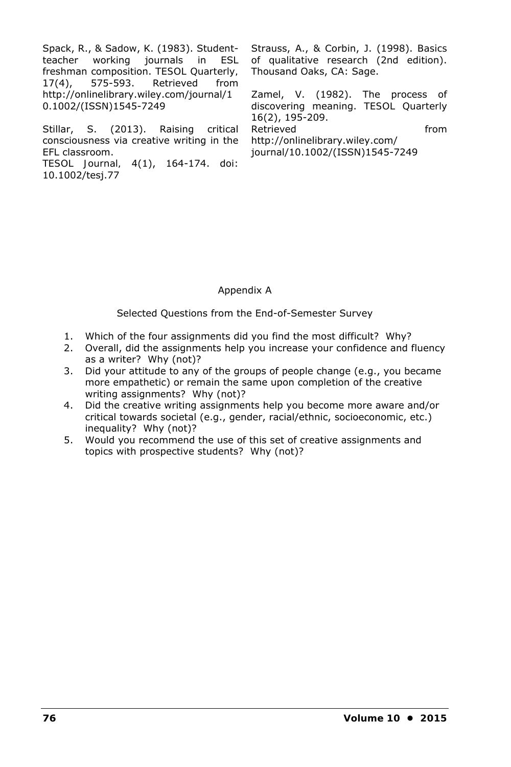Spack, R., & Sadow, K. (1983). Student-teacher working journals in ESL freshman composition. TESOL Quarterly, 17(4), 575-593. Retrieved from http://onlinelibrary.wiley.com/journal/10.1002/(ISSN)1545-7249

Stillar, S. (2013). Raising critical consciousness via creative writing in the EFL classroom. TESOL Journal, 4(1), 164-174. doi: 10.1002/tesj.77

Strauss, A., & Corbin, J. (1998). Basics of qualitative research (2nd edition). Thousand Oaks, CA: Sage.

Zamel, V. (1982). The process of discovering meaning. TESOL Quarterly 16(2), 195-209. Retrieved from http://onlinelibrary.wiley.com/journal/10.1002/(ISSN)1545-7249

## Appendix A

### Selected Questions from the End-of-Semester Survey

1. Which of the four assignments did you find the most difficult? Why?
2. Overall, did the assignments help you increase your confidence and fluency as a writer? Why (not)?
3. Did your attitude to any of the groups of people change (e.g., you became more empathetic) or remain the same upon completion of the creative writing assignments? Why (not)?
4. Did the creative writing assignments help you become more aware and/or critical towards societal (e.g., gender, racial/ethnic, socioeconomic, etc.) inequality? Why (not)?
5. Would you recommend the use of this set of creative assignments and topics with prospective students? Why (not)?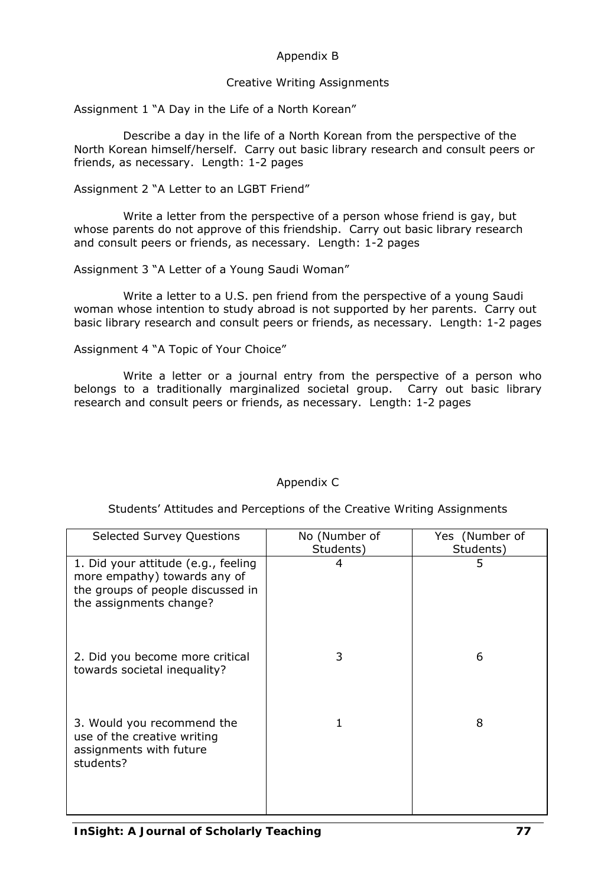## Appendix B

### Creative Writing Assignments

Assignment 1 "A Day in the Life of a North Korean"

Describe a day in the life of a North Korean from the perspective of the North Korean himself/herself. Carry out basic library research and consult peers or friends, as necessary. Length: 1-2 pages

Assignment 2 "A Letter to an LGBT Friend"

Write a letter from the perspective of a person whose friend is gay, but whose parents do not approve of this friendship. Carry out basic library research and consult peers or friends, as necessary. Length: 1-2 pages

Assignment 3 "A Letter of a Young Saudi Woman"

Write a letter to a U.S. pen friend from the perspective of a young Saudi woman whose intention to study abroad is not supported by her parents. Carry out basic library research and consult peers or friends, as necessary. Length: 1-2 pages

Assignment 4 "A Topic of Your Choice"

Write a letter or a journal entry from the perspective of a person who belongs to a traditionally marginalized societal group. Carry out basic library research and consult peers or friends, as necessary. Length: 1-2 pages

## Appendix C

### Students' Attitudes and Perceptions of the Creative Writing Assignments

| Selected Survey Questions | No (Number of Students) | Yes (Number of Students) |
|---|---|---|
| 1. Did your attitude (e.g., feeling more empathy) towards any of the groups of people discussed in the assignments change? | 4 | 5 |
| 2. Did you become more critical towards societal inequality? | 3 | 6 |
| 3. Would you recommend the use of the creative writing assignments with future students? | 1 | 8 |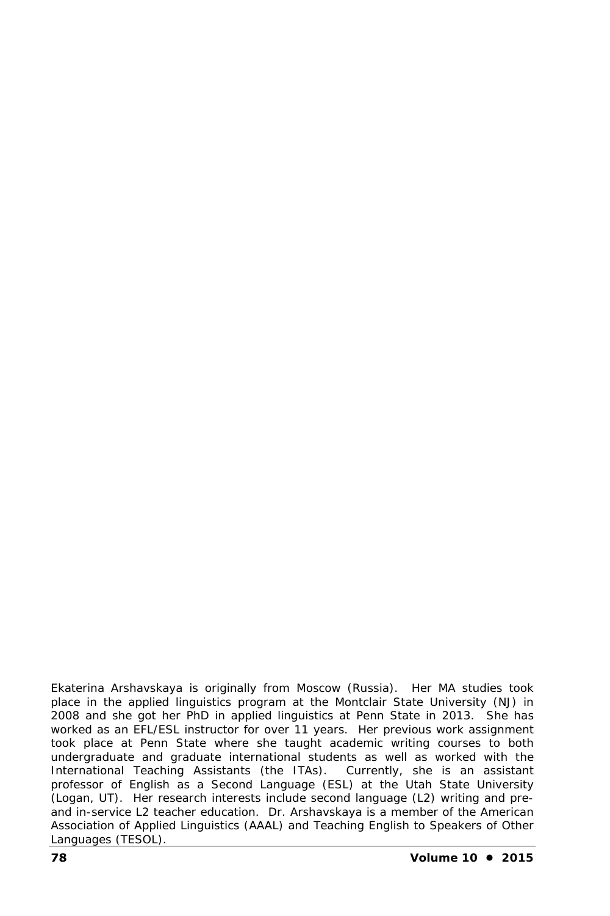Ekaterina Arshavskaya is originally from Moscow (Russia).  Her MA studies took place in the applied linguistics program at the Montclair State University (NJ) in 2008 and she got her PhD in applied linguistics at Penn State in 2013.  She has worked as an EFL/ESL instructor for over 11 years.  Her previous work assignment took place at Penn State where she taught academic writing courses to both undergraduate and graduate international students as well as worked with the International Teaching Assistants (the ITAs).  Currently, she is an assistant professor of English as a Second Language (ESL) at the Utah State University (Logan, UT).  Her research interests include second language (L2) writing and pre- and in-service L2 teacher education.  Dr. Arshavskaya is a member of the American Association of Applied Linguistics (AAAL) and Teaching English to Speakers of Other Languages (TESOL).